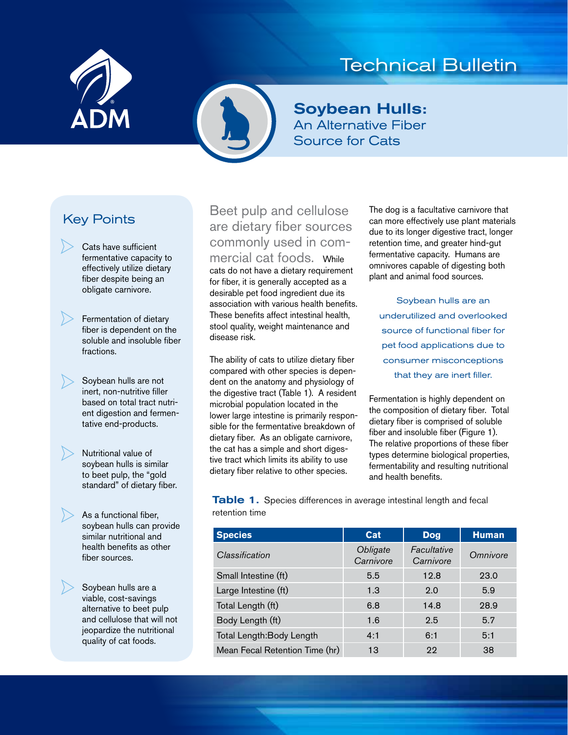Technical Bulletin

# Soybean Hulls: An Alternative Fiber Source for Cats

## Key Points

- Cats have sufficient fermentative capacity to effectively utilize dietary fiber despite being an obligate carnivore.
- Fermentation of dietary fiber is dependent on the soluble and insoluble fiber fractions.
- Soybean hulls are not inert, non-nutritive filler based on total tract nutrient digestion and fermentative end-products.
- Nutritional value of soybean hulls is similar to beet pulp, the "gold standard" of dietary fiber.
- As a functional fiber, soybean hulls can provide similar nutritional and health benefits as other fiber sources.
- Soybean hulls are a viable, cost-savings alternative to beet pulp and cellulose that will not jeopardize the nutritional quality of cat foods.

Beet pulp and cellulose are dietary fiber sources commonly used in commercial cat foods. While cats do not have a dietary requirement for fiber, it is generally accepted as a desirable pet food ingredient due its association with various health benefits. These benefits affect intestinal health, stool quality, weight maintenance and disease risk.

The ability of cats to utilize dietary fiber compared with other species is dependent on the anatomy and physiology of the digestive tract (Table 1). A resident microbial population located in the lower large intestine is primarily responsible for the fermentative breakdown of dietary fiber. As an obligate carnivore, the cat has a simple and short digestive tract which limits its ability to use dietary fiber relative to other species.

The dog is a facultative carnivore that can more effectively use plant materials due to its longer digestive tract, longer retention time, and greater hind-gut fermentative capacity. Humans are omnivores capable of digesting both plant and animal food sources.

> Soybean hulls are an underutilized and overlooked source of functional fiber for pet food applications due to consumer misconceptions that they are inert filler.

Fermentation is highly dependent on the composition of dietary fiber. Total dietary fiber is comprised of soluble fiber and insoluble fiber (Figure 1). The relative proportions of these fiber types determine biological properties, fermentability and resulting nutritional and health benefits.

**Table 1.** Species differences in average intestinal length and fecal retention time

| Species | Cat | Dog | Human |
|---|---|---|---|
| *Classification* | *Obligate Carnivore* | *Facultative Carnivore* | *Omnivore* |
| Small Intestine (ft) | 5.5 | 12.8 | 23.0 |
| Large Intestine (ft) | 1.3 | 2.0 | 5.9 |
| Total Length (ft) | 6.8 | 14.8 | 28.9 |
| Body Length (ft) | 1.6 | 2.5 | 5.7 |
| Total Length:Body Length | 4:1 | 6:1 | 5:1 |
| Mean Fecal Retention Time (hr) | 13 | 22 | 38 |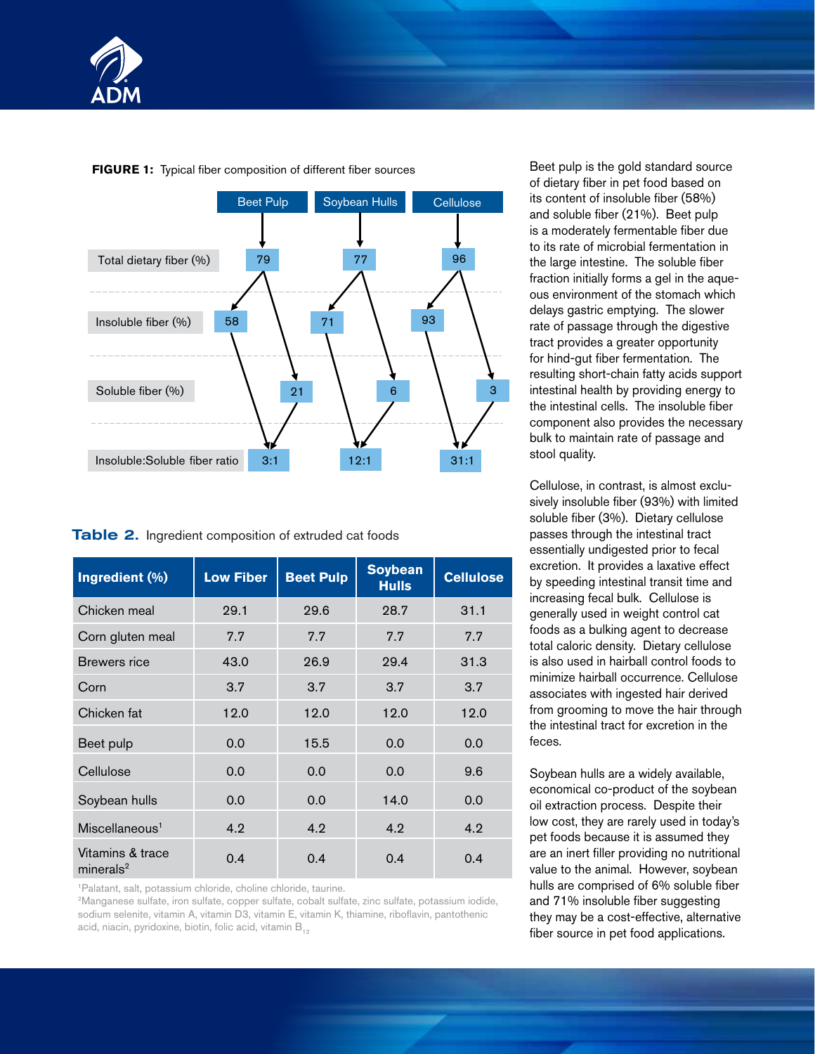**FIGURE 1:** Typical fiber composition of different fiber sources

Beet Pulp
Soybean Hulls
Cellulose

Total dietary fiber (%)
79
77
96

Insoluble fiber (%)
58
71
93

Soluble fiber (%)
21
6
3

Insoluble:Soluble fiber ratio
3:1
12:1
31:1

**Table 2.** Ingredient composition of extruded cat foods

| Ingredient (%) | Low Fiber | Beet Pulp | Soybean Hulls | Cellulose |
|---|---|---|---|---|
| Chicken meal | 29.1 | 29.6 | 28.7 | 31.1 |
| Corn gluten meal | 7.7 | 7.7 | 7.7 | 7.7 |
| Brewers rice | 43.0 | 26.9 | 29.4 | 31.3 |
| Corn | 3.7 | 3.7 | 3.7 | 3.7 |
| Chicken fat | 12.0 | 12.0 | 12.0 | 12.0 |
| Beet pulp | 0.0 | 15.5 | 0.0 | 0.0 |
| Cellulose | 0.0 | 0.0 | 0.0 | 9.6 |
| Soybean hulls | 0.0 | 0.0 | 14.0 | 0.0 |
| Miscellaneous[1] | 4.2 | 4.2 | 4.2 | 4.2 |
| Vitamins & trace minerals[2] | 0.4 | 0.4 | 0.4 | 0.4 |

[1]Palatant, salt, potassium chloride, choline chloride, taurine.
[2]Manganese sulfate, iron sulfate, copper sulfate, cobalt sulfate, zinc sulfate, potassium iodide, sodium selenite, vitamin A, vitamin D3, vitamin E, vitamin K, thiamine, riboflavin, pantothenic acid, niacin, pyridoxine, biotin, folic acid, vitamin $B_{12}$

Beet pulp is the gold standard source of dietary fiber in pet food based on its content of insoluble fiber (58%) and soluble fiber (21%). Beet pulp is a moderately fermentable fiber due to its rate of microbial fermentation in the large intestine. The soluble fiber fraction initially forms a gel in the aqueous environment of the stomach which delays gastric emptying. The slower rate of passage through the digestive tract provides a greater opportunity for hind-gut fiber fermentation. The resulting short-chain fatty acids support intestinal health by providing energy to the intestinal cells. The insoluble fiber component also provides the necessary bulk to maintain rate of passage and stool quality.

Cellulose, in contrast, is almost exclusively insoluble fiber (93%) with limited soluble fiber (3%). Dietary cellulose passes through the intestinal tract essentially undigested prior to fecal excretion. It provides a laxative effect by speeding intestinal transit time and increasing fecal bulk. Cellulose is generally used in weight control cat foods as a bulking agent to decrease total caloric density. Dietary cellulose is also used in hairball control foods to minimize hairball occurrence. Cellulose associates with ingested hair derived from grooming to move the hair through the intestinal tract for excretion in the feces.

Soybean hulls are a widely available, economical co-product of the soybean oil extraction process. Despite their low cost, they are rarely used in today's pet foods because it is assumed they are an inert filler providing no nutritional value to the animal. However, soybean hulls are comprised of 6% soluble fiber and 71% insoluble fiber suggesting they may be a cost-effective, alternative fiber source in pet food applications.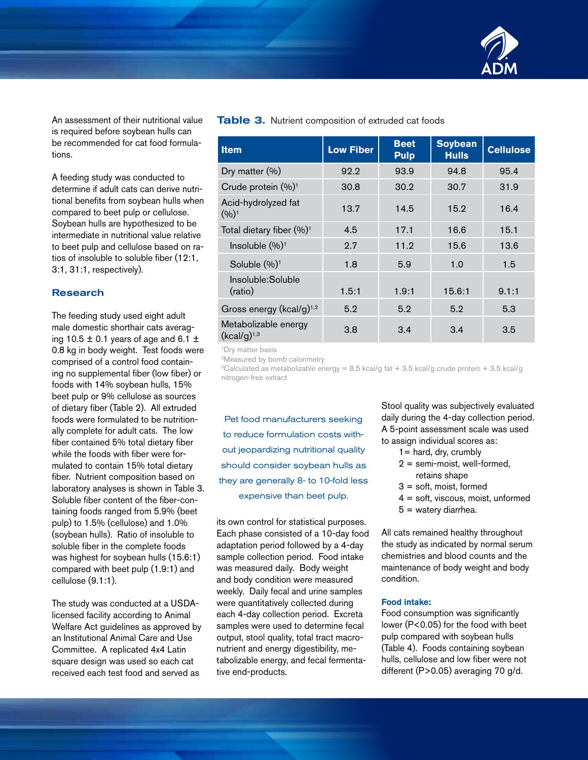An assessment of their nutritional value is required before soybean hulls can be recommended for cat food formulations.

A feeding study was conducted to determine if adult cats can derive nutritional benefits from soybean hulls when compared to beet pulp or cellulose. Soybean hulls are hypothesized to be intermediate in nutritional value relative to beet pulp and cellulose based on ratios of insoluble to soluble fiber (12:1, 3:1, 31:1, respectively).

### Research

The feeding study used eight adult male domestic shorthair cats averaging 10.5 ± 0.1 years of age and 6.1 ± 0.8 kg in body weight. Test foods were comprised of a control food containing no supplemental fiber (low fiber) or foods with 14% soybean hulls, 15% beet pulp or 9% cellulose as sources of dietary fiber (Table 2). All extruded foods were formulated to be nutritionally complete for adult cats. The low fiber contained 5% total dietary fiber while the foods with fiber were formulated to contain 15% total dietary fiber. Nutrient composition based on laboratory analyses is shown in Table 3. Soluble fiber content of the fiber-containing foods ranged from 5.9% (beet pulp) to 1.5% (cellulose) and 1.0% (soybean hulls). Ratio of insoluble to soluble fiber in the complete foods was highest for soybean hulls (15.6:1) compared with beet pulp (1.9:1) and cellulose (9.1:1).

The study was conducted at a USDA-licensed facility according to Animal Welfare Act guidelines as approved by an Institutional Animal Care and Use Committee. A replicated 4x4 Latin square design was used so each cat received each test food and served as its own control for statistical purposes. Each phase consisted of a 10-day food adaptation period followed by a 4-day sample collection period. Food intake was measured daily. Body weight and body condition were measured weekly. Daily fecal and urine samples were quantitatively collected during each 4-day collection period. Excreta samples were used to determine fecal output, stool quality, total tract macronutrient and energy digestibility, metabolizable energy, and fecal fermentative end-products.

**Table 3.** Nutrient composition of extruded cat foods

| Item | Low Fiber | Beet Pulp | Soybean Hulls | Cellulose |
|---|---|---|---|---|
| Dry matter (%) | 92.2 | 93.9 | 94.8 | 95.4 |
| Crude protein (%)[1] | 30.8 | 30.2 | 30.7 | 31.9 |
| Acid-hydrolyzed fat (%)[1] | 13.7 | 14.5 | 15.2 | 16.4 |
| Total dietary fiber (%)[1] | 4.5 | 17.1 | 16.6 | 15.1 |
| Insoluble (%)[1] | 2.7 | 11.2 | 15.6 | 13.6 |
| Soluble (%)[1] | 1.8 | 5.9 | 1.0 | 1.5 |
| Insoluble:Soluble (ratio) | 1.5:1 | 1.9:1 | 15.6:1 | 9.1:1 |
| Gross energy (kcal/g)[1,2] | 5.2 | 5.2 | 5.2 | 5.3 |
| Metabolizable energy (kcal/g)[1,3] | 3.8 | 3.4 | 3.4 | 3.5 |

[1]Dry matter basis
[2]Measured by bomb calorimetry
[3]Calculated as metabolizable energy = 8.5 kcal/g fat + 3.5 kcal/g crude protein + 3.5 kcal/g nitrogen-free extract

Pet food manufacturers seeking to reduce formulation costs without jeopardizing nutritional quality should consider soybean hulls as they are generally 8- to 10-fold less expensive than beet pulp.

Stool quality was subjectively evaluated daily during the 4-day collection period. A 5-point assessment scale was used to assign individual scores as:

- 1 = hard, dry, crumbly
- 2 = semi-moist, well-formed, retains shape
- 3 = soft, moist, formed
- 4 = soft, viscous, moist, unformed
- 5 = watery diarrhea.

All cats remained healthy throughout the study as indicated by normal serum chemistries and blood counts and the maintenance of body weight and body condition.

#### Food intake:

Food consumption was significantly lower ($P<0.05$) for the food with beet pulp compared with soybean hulls (Table 4). Foods containing soybean hulls, cellulose and low fiber were not different ($P>0.05$) averaging 70 g/d.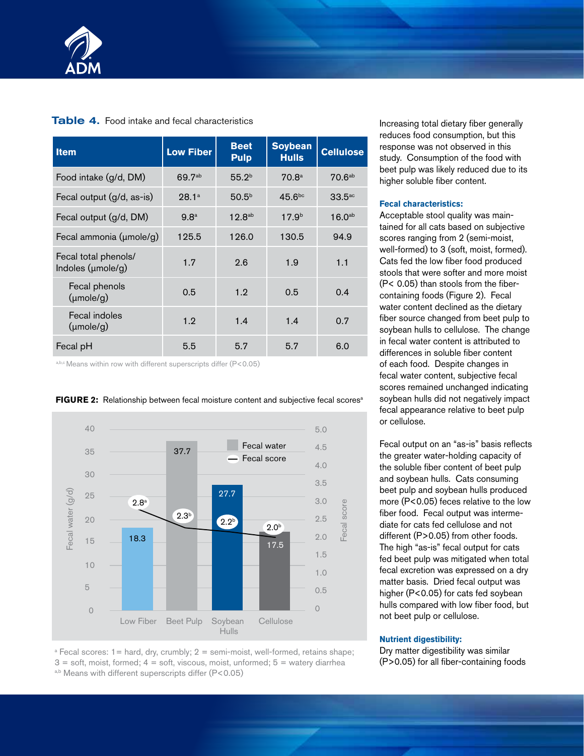**Table 4.** Food intake and fecal characteristics

| Item | Low Fiber | Beet Pulp | Soybean Hulls | Cellulose |
|---|---|---|---|---|
| Food intake (g/d, DM) | 69.7[ab] | 55.2[b] | 70.8[a] | 70.6[ab] |
| Fecal output (g/d, as-is) | 28.1[a] | 50.5[b] | 45.6[bc] | 33.5[ac] |
| Fecal output (g/d, DM) | 9.8[a] | 12.8[ab] | 17.9[b] | 16.0[ab] |
| Fecal ammonia (μmole/g) | 125.5 | 126.0 | 130.5 | 94.9 |
| Fecal total phenols/ Indoles (μmole/g) | 1.7 | 2.6 | 1.9 | 1.1 |
| Fecal phenols (μmole/g) | 0.5 | 1.2 | 0.5 | 0.4 |
| Fecal indoles (μmole/g) | 1.2 | 1.4 | 1.4 | 0.7 |
| Fecal pH | 5.5 | 5.7 | 5.7 | 6.0 |

[a,b,c] Means within row with different superscripts differ (P<0.05)

**FIGURE 2:** Relationship between fecal moisture content and subjective fecal scores[a]

Fecal water (g/d)
Fecal score
Fecal water
Fecal score
40
35
30
25
20
15
10
5
0
5.0
4.5
4.0
3.5
3.0
2.5
2.0
1.5
1.0
0.5
0
Low Fiber 18.3 2.8[a]
Beet Pulp 37.7 2.3[b]
Soybean Hulls 27.7 2.2[b]
Cellulose 17.5 2.0[b]

[a] Fecal scores: 1= hard, dry, crumbly; 2 = semi-moist, well-formed, retains shape; 3 = soft, moist, formed; 4 = soft, viscous, moist, unformed; 5 = watery diarrhea
[a,b] Means with different superscripts differ (P<0.05)

Increasing total dietary fiber generally reduces food consumption, but this response was not observed in this study. Consumption of the food with beet pulp was likely reduced due to its higher soluble fiber content.

### Fecal characteristics:

Acceptable stool quality was maintained for all cats based on subjective scores ranging from 2 (semi-moist, well-formed) to 3 (soft, moist, formed). Cats fed the low fiber food produced stools that were softer and more moist ($P< 0.05$) than stools from the fiber-containing foods (Figure 2). Fecal water content declined as the dietary fiber source changed from beet pulp to soybean hulls to cellulose. The change in fecal water content is attributed to differences in soluble fiber content of each food. Despite changes in fecal water content, subjective fecal scores remained unchanged indicating soybean hulls did not negatively impact fecal appearance relative to beet pulp or cellulose.

Fecal output on an "as-is" basis reflects the greater water-holding capacity of the soluble fiber content of beet pulp and soybean hulls. Cats consuming beet pulp and soybean hulls produced more ($P<0.05$) feces relative to the low fiber food. Fecal output was intermediate for cats fed cellulose and not different ($P>0.05$) from other foods. The high "as-is" fecal output for cats fed beet pulp was mitigated when total fecal excretion was expressed on a dry matter basis. Dried fecal output was higher ($P<0.05$) for cats fed soybean hulls compared with low fiber food, but not beet pulp or cellulose.

### Nutrient digestibility:

Dry matter digestibility was similar ($P>0.05$) for all fiber-containing foods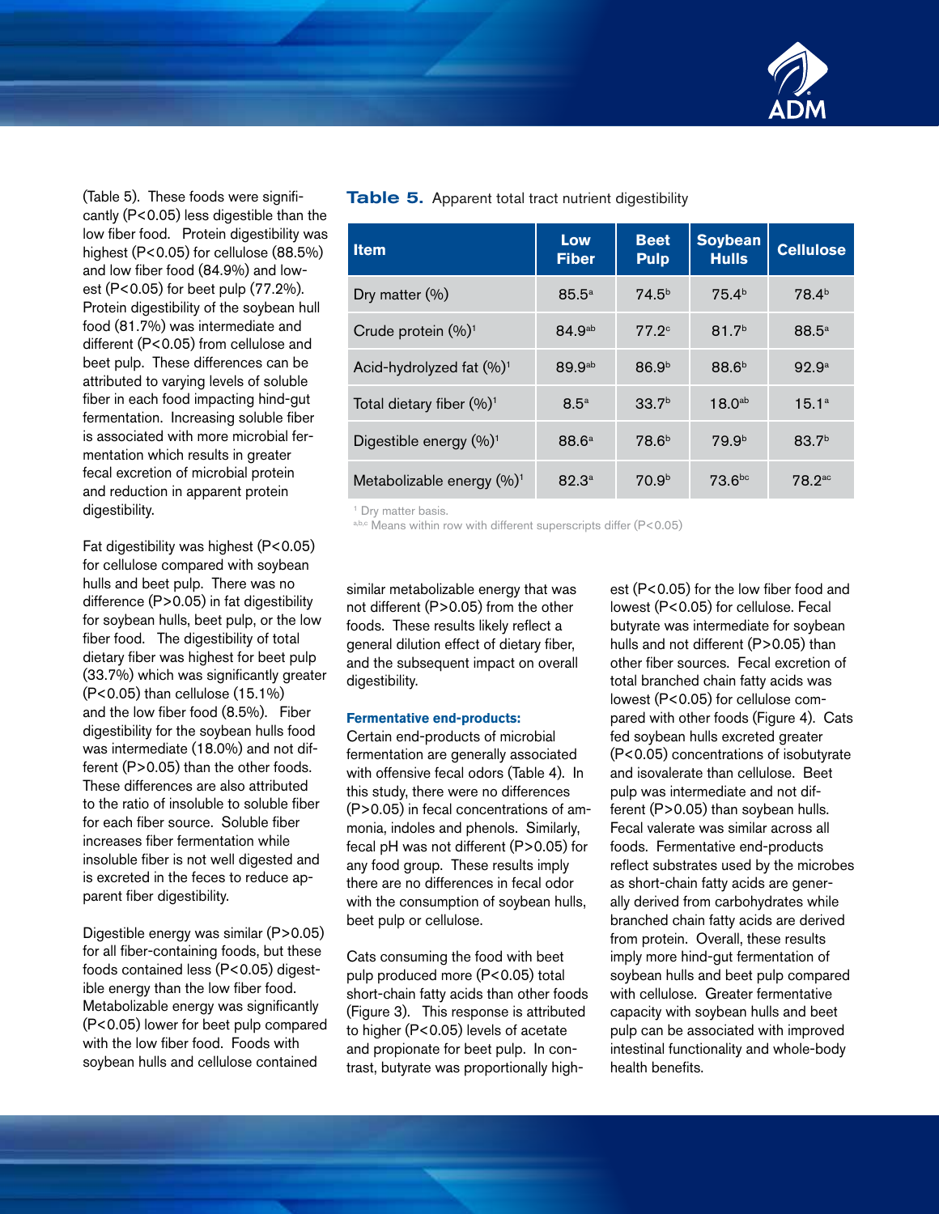(Table 5). These foods were significantly ($P<0.05$) less digestible than the low fiber food. Protein digestibility was highest ($P<0.05$) for cellulose (88.5%) and low fiber food (84.9%) and lowest ($P<0.05$) for beet pulp (77.2%). Protein digestibility of the soybean hull food (81.7%) was intermediate and different ($P<0.05$) from cellulose and beet pulp. These differences can be attributed to varying levels of soluble fiber in each food impacting hind-gut fermentation. Increasing soluble fiber is associated with more microbial fermentation which results in greater fecal excretion of microbial protein and reduction in apparent protein digestibility.

Fat digestibility was highest ($P<0.05$) for cellulose compared with soybean hulls and beet pulp. There was no difference ($P>0.05$) in fat digestibility for soybean hulls, beet pulp, or the low fiber food. The digestibility of total dietary fiber was highest for beet pulp (33.7%) which was significantly greater ($P<0.05$) than cellulose (15.1%) and the low fiber food (8.5%). Fiber digestibility for the soybean hulls food was intermediate (18.0%) and not different ($P>0.05$) than the other foods. These differences are also attributed to the ratio of insoluble to soluble fiber for each fiber source. Soluble fiber increases fiber fermentation while insoluble fiber is not well digested and is excreted in the feces to reduce apparent fiber digestibility.

Digestible energy was similar ($P>0.05$) for all fiber-containing foods, but these foods contained less ($P<0.05$) digestible energy than the low fiber food. Metabolizable energy was significantly ($P<0.05$) lower for beet pulp compared with the low fiber food. Foods with soybean hulls and cellulose contained similar metabolizable energy that was not different ($P>0.05$) from the other foods. These results likely reflect a general dilution effect of dietary fiber, and the subsequent impact on overall digestibility.

**Table 5.** Apparent total tract nutrient digestibility

| Item | Low Fiber | Beet Pulp | Soybean Hulls | Cellulose |
|---|---|---|---|---|
| Dry matter (%) | 85.5[a] | 74.5[b] | 75.4[b] | 78.4[b] |
| Crude protein (%)[1] | 84.9[ab] | 77.2[c] | 81.7[b] | 88.5[a] |
| Acid-hydrolyzed fat (%)[1] | 89.9[ab] | 86.9[b] | 88.6[b] | 92.9[a] |
| Total dietary fiber (%)[1] | 8.5[a] | 33.7[b] | 18.0[ab] | 15.1[a] |
| Digestible energy (%)[1] | 88.6[a] | 78.6[b] | 79.9[b] | 83.7[b] |
| Metabolizable energy (%)[1] | 82.3[a] | 70.9[b] | 73.6[bc] | 78.2[ac] |

[1] Dry matter basis.
[a,b,c] Means within row with different superscripts differ ($P<0.05$)

### Fermentative end-products:

Certain end-products of microbial fermentation are generally associated with offensive fecal odors (Table 4). In this study, there were no differences ($P>0.05$) in fecal concentrations of ammonia, indoles and phenols. Similarly, fecal pH was not different ($P>0.05$) for any food group. These results imply there are no differences in fecal odor with the consumption of soybean hulls, beet pulp or cellulose.

Cats consuming the food with beet pulp produced more ($P<0.05$) total short-chain fatty acids than other foods (Figure 3). This response is attributed to higher ($P<0.05$) levels of acetate and propionate for beet pulp. In contrast, butyrate was proportionally highest ($P<0.05$) for the low fiber food and lowest ($P<0.05$) for cellulose. Fecal butyrate was intermediate for soybean hulls and not different ($P>0.05$) than other fiber sources. Fecal excretion of total branched chain fatty acids was lowest ($P<0.05$) for cellulose compared with other foods (Figure 4). Cats fed soybean hulls excreted greater ($P<0.05$) concentrations of isobutyrate and isovalerate than cellulose. Beet pulp was intermediate and not different ($P>0.05$) than soybean hulls. Fecal valerate was similar across all foods. Fermentative end-products reflect substrates used by the microbes as short-chain fatty acids are generally derived from carbohydrates while branched chain fatty acids are derived from protein. Overall, these results imply more hind-gut fermentation of soybean hulls and beet pulp compared with cellulose. Greater fermentative capacity with soybean hulls and beet pulp can be associated with improved intestinal functionality and whole-body health benefits.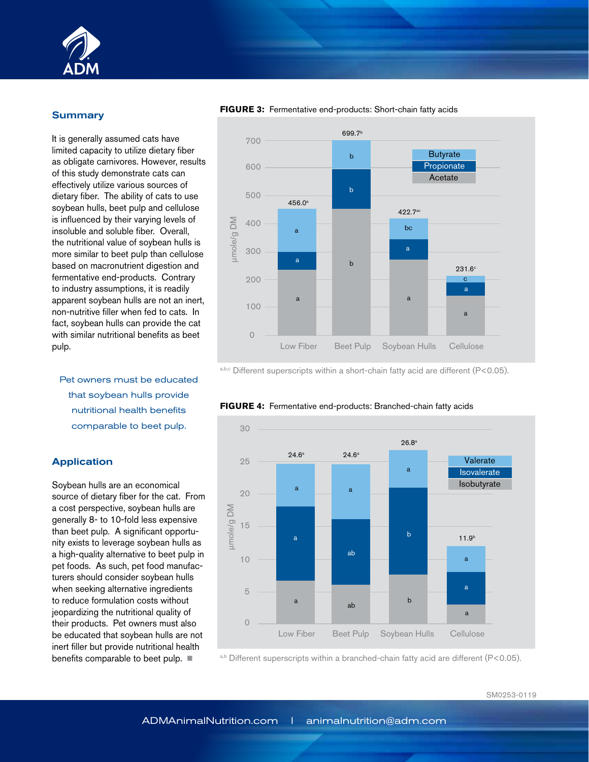## Summary

It is generally assumed cats have limited capacity to utilize dietary fiber as obligate carnivores. However, results of this study demonstrate cats can effectively utilize various sources of dietary fiber. The ability of cats to use soybean hulls, beet pulp and cellulose is influenced by their varying levels of insoluble and soluble fiber. Overall, the nutritional value of soybean hulls is more similar to beet pulp than cellulose based on macronutrient digestion and fermentative end-products. Contrary to industry assumptions, it is readily apparent soybean hulls are not an inert, non-nutritive filler when fed to cats. In fact, soybean hulls can provide the cat with similar nutritional benefits as beet pulp.

Pet owners must be educated that soybean hulls provide nutritional health benefits comparable to beet pulp.

## Application

Soybean hulls are an economical source of dietary fiber for the cat. From a cost perspective, soybean hulls are generally 8- to 10-fold less expensive than beet pulp. A significant opportunity exists to leverage soybean hulls as a high-quality alternative to beet pulp in pet foods. As such, pet food manufacturers should consider soybean hulls when seeking alternative ingredients to reduce formulation costs without jeopardizing the nutritional quality of their products. Pet owners must also be educated that soybean hulls are not inert filler but provide nutritional health benefits comparable to beet pulp. ■

**FIGURE 3:** Fermentative end-products: Short-chain fatty acids

µmole/g DM

0, 100, 200, 300, 400, 500, 600, 700

Butyrate
Propionate
Acetate

Low Fiber: 456.0[a] (a, a, a)
Beet Pulp: 699.7[b] (b, b, b)
Soybean Hulls: 422.7[ac] (bc, a, a)
Cellulose: 231.6[c] (c, a, a)

[a,b,c] Different superscripts within a short-chain fatty acid are different ($P<0.05$).

**FIGURE 4:** Fermentative end-products: Branched-chain fatty acids

µmole/g DM

0, 5, 10, 15, 20, 25, 30

Valerate
Isovalerate
Isobutyrate

Low Fiber: 24.6[a] (a, a, a)
Beet Pulp: 24.6[a] (a, ab, ab)
Soybean Hulls: 26.8[a] (a, b, b)
Cellulose: 11.9[b] (a, a, a)

[a,b] Different superscripts within a branched-chain fatty acid are different ($P<0.05$).

SM0253-0119

ADMAnimalNutrition.com | animalnutrition@adm.com